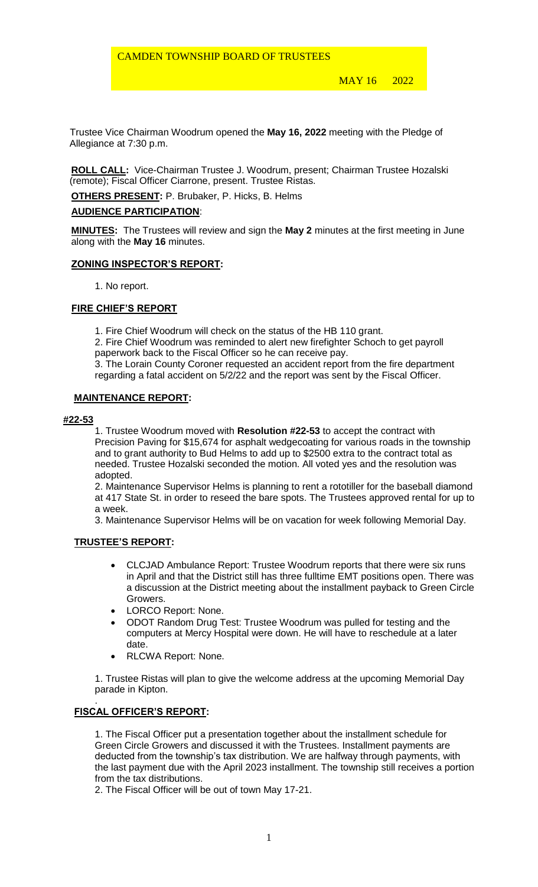CAMDEN TOWNSHIP BOARD OF TRUSTEES

MAY 16 2022

Trustee Vice Chairman Woodrum opened the **May 16, 2022** meeting with the Pledge of Allegiance at 7:30 p.m.

**ROLL CALL:** Vice-Chairman Trustee J. Woodrum, present; Chairman Trustee Hozalski (remote); Fiscal Officer Ciarrone, present. Trustee Ristas.

**OTHERS PRESENT:** P. Brubaker, P. Hicks, B. Helms

**AUDIENCE PARTICIPATION**:

**MINUTES:** The Trustees will review and sign the **May 2** minutes at the first meeting in June along with the **May 16** minutes.

**ZONING INSPECTOR'S REPORT:**

1. No report.

**FIRE CHIEF'S REPORT**

1. Fire Chief Woodrum will check on the status of the HB 110 grant.
2. Fire Chief Woodrum was reminded to alert new firefighter Schoch to get payroll paperwork back to the Fiscal Officer so he can receive pay.
3. The Lorain County Coroner requested an accident report from the fire department regarding a fatal accident on 5/2/22 and the report was sent by the Fiscal Officer.

**MAINTENANCE REPORT:**

**#22-53**

1. Trustee Woodrum moved with **Resolution #22-53** to accept the contract with Precision Paving for $15,674 for asphalt wedgecoating for various roads in the township and to grant authority to Bud Helms to add up to $2500 extra to the contract total as needed. Trustee Hozalski seconded the motion. All voted yes and the resolution was adopted.
2. Maintenance Supervisor Helms is planning to rent a rototiller for the baseball diamond at 417 State St. in order to reseed the bare spots. The Trustees approved rental for up to a week.
3. Maintenance Supervisor Helms will be on vacation for week following Memorial Day.

**TRUSTEE'S REPORT:**

- CLCJAD Ambulance Report: Trustee Woodrum reports that there were six runs in April and that the District still has three fulltime EMT positions open. There was a discussion at the District meeting about the installment payback to Green Circle Growers.
- LORCO Report: None.
- ODOT Random Drug Test: Trustee Woodrum was pulled for testing and the computers at Mercy Hospital were down. He will have to reschedule at a later date.
- RLCWA Report: None.

1. Trustee Ristas will plan to give the welcome address at the upcoming Memorial Day parade in Kipton.

.

**FISCAL OFFICER'S REPORT:**

1. The Fiscal Officer put a presentation together about the installment schedule for Green Circle Growers and discussed it with the Trustees. Installment payments are deducted from the township's tax distribution. We are halfway through payments, with the last payment due with the April 2023 installment. The township still receives a portion from the tax distributions.
2. The Fiscal Officer will be out of town May 17-21.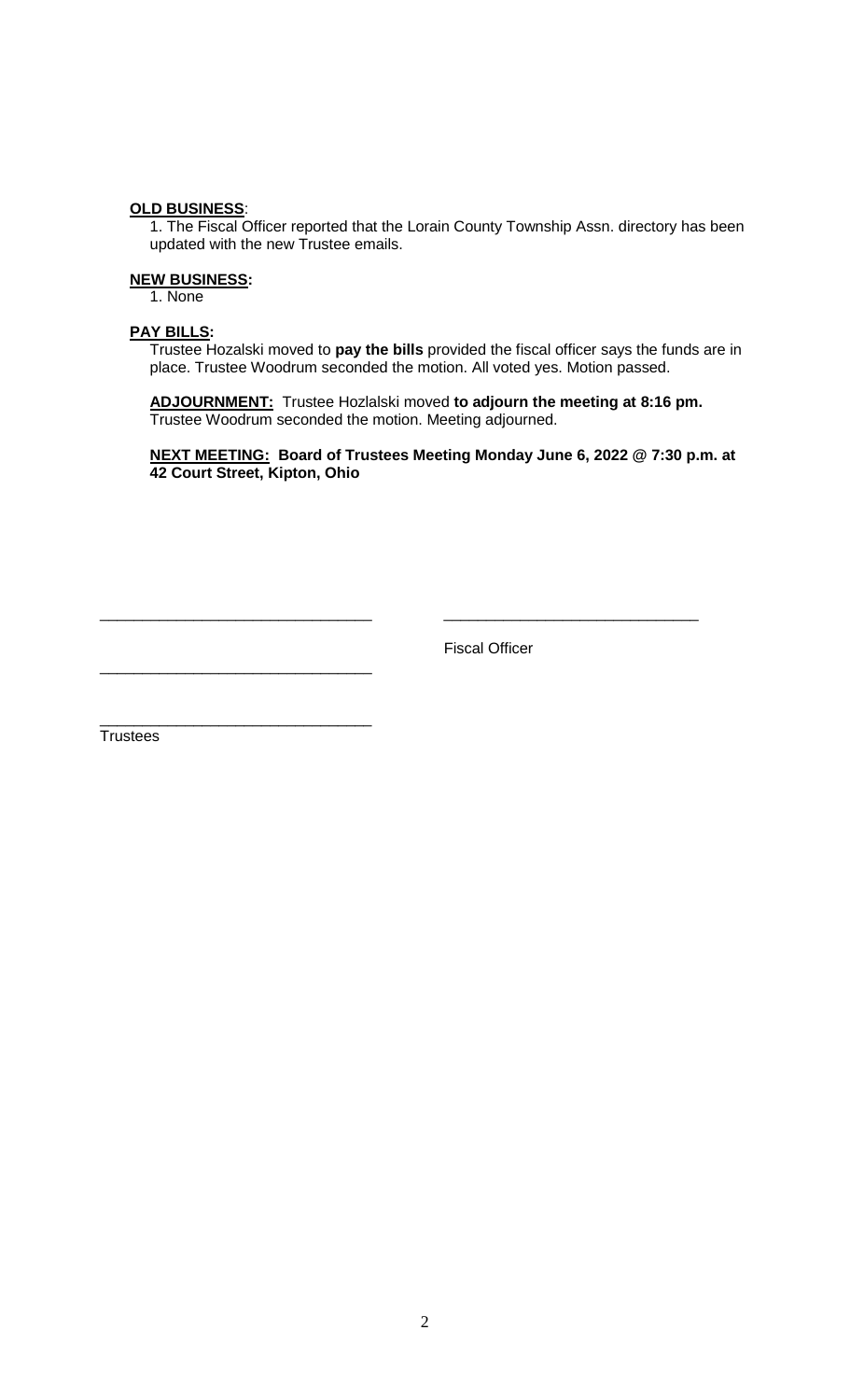**OLD BUSINESS**:

1. The Fiscal Officer reported that the Lorain County Township Assn. directory has been updated with the new Trustee emails.

**NEW BUSINESS:**

1. None

**PAY BILLS:**

Trustee Hozalski moved to **pay the bills** provided the fiscal officer says the funds are in place. Trustee Woodrum seconded the motion. All voted yes. Motion passed.

**ADJOURNMENT:** Trustee Hozlalski moved **to adjourn the meeting at 8:16 pm.** Trustee Woodrum seconded the motion. Meeting adjourned.

**NEXT MEETING: Board of Trustees Meeting Monday June 6, 2022 @ 7:30 p.m. at 42 Court Street, Kipton, Ohio**

\_\_\_\_\_\_\_\_\_\_\_\_\_\_\_\_\_\_\_\_\_\_\_\_\_\_\_\_\_\_\_\_ \_\_\_\_\_\_\_\_\_\_\_\_\_\_\_\_\_\_\_\_\_\_\_\_\_\_\_\_\_\_

Fiscal Officer

\_\_\_\_\_\_\_\_\_\_\_\_\_\_\_\_\_\_\_\_\_\_\_\_\_\_\_\_\_\_\_\_

\_\_\_\_\_\_\_\_\_\_\_\_\_\_\_\_\_\_\_\_\_\_\_\_\_\_\_\_\_\_\_\_

Trustees